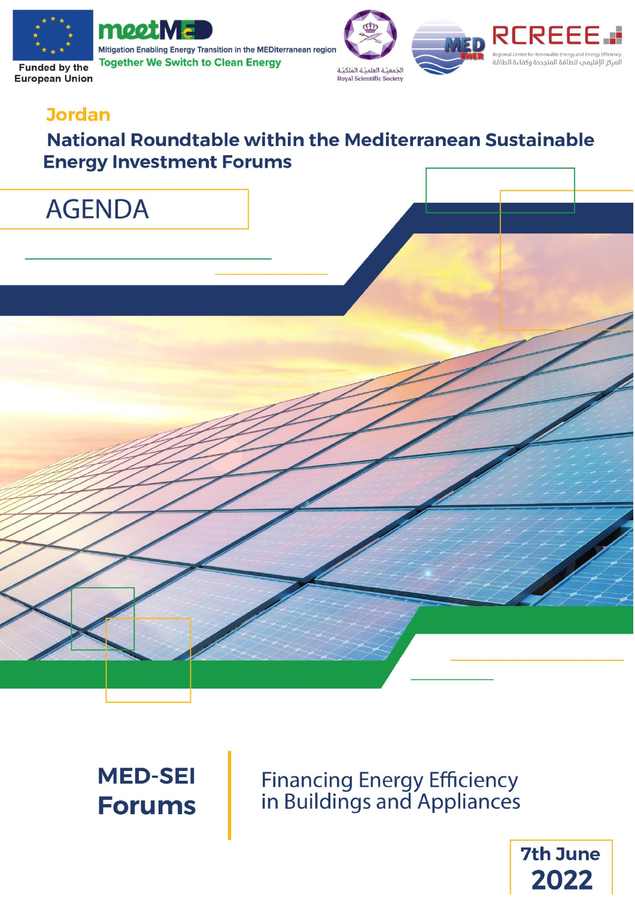Funded by the European Union

meetMED

Mitigation Enabling Energy Transition in the MEDiterranean region

Together We Switch to Clean Energy

الجمعيّة العلميّة المَلكيّة
Royal Scientific Society

MED ENER

RCREEE

Regional Center for Renewable Energy and Energy Efficiency
المركز الإقليمي للطاقة المتجددة وكفاءة الطاقة

## Jordan

# National Roundtable within the Mediterranean Sustainable Energy Investment Forums

## AGENDA

**MED-SEI Forums**

Financing Energy Efficiency in Buildings and Appliances

**7th June 2022**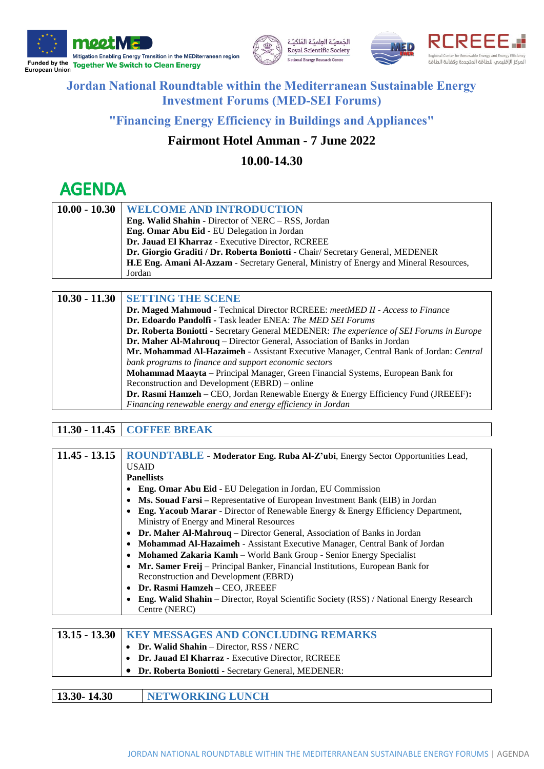# Jordan National Roundtable within the Mediterranean Sustainable Energy Investment Forums (MED-SEI Forums)

## "Financing Energy Efficiency in Buildings and Appliances"

### Fairmont Hotel Amman - 7 June 2022

### 10.00-14.30

# AGENDA

| | |
|---|---|
| **10.00 - 10.30** | **WELCOME AND INTRODUCTION**<br>**Eng. Walid Shahin** - Director of NERC – RSS, Jordan<br>**Eng. Omar Abu Eid** - EU Delegation in Jordan<br>**Dr. Jauad El Kharraz** - Executive Director, RCREEE<br>**Dr. Giorgio Graditi / Dr. Roberta Boniotti** - Chair/ Secretary General, MEDENER<br>**H.E Eng. Amani Al-Azzam** - Secretary General, Ministry of Energy and Mineral Resources, Jordan |

| | |
|---|---|
| **10.30 - 11.30** | **SETTING THE SCENE**<br>**Dr. Maged Mahmoud** - Technical Director RCREEE: *meetMED II - Access to Finance*<br>**Dr. Edoardo Pandolfi** - Task leader ENEA: *The MED SEI Forums*<br>**Dr. Roberta Boniotti** - Secretary General MEDENER: *The experience of SEI Forums in Europe*<br>**Dr. Maher Al-Mahrouq** – Director General, Association of Banks in Jordan<br>**Mr. Mohammad Al-Hazaimeh** - Assistant Executive Manager, Central Bank of Jordan: *Central bank programs to finance and support economic sectors*<br>**Mohammad Maayta** – Principal Manager, Green Financial Systems, European Bank for Reconstruction and Development (EBRD) – online<br>**Dr. Rasmi Hamzeh** – CEO, Jordan Renewable Energy & Energy Efficiency Fund (JREEEF)**:** *Financing renewable energy and energy efficiency in Jordan* |

| | |
|---|---|
| **11.30 - 11.45** | **COFFEE BREAK** |

| | |
|---|---|
| **11.45 - 13.15** | **ROUNDTABLE - Moderator Eng. Ruba Al-Z'ubi**, Energy Sector Opportunities Lead, USAID<br>**Panellists**<br>• **Eng. Omar Abu Eid** - EU Delegation in Jordan, EU Commission<br>• **Ms. Souad Farsi** – Representative of European Investment Bank (EIB) in Jordan<br>• **Eng. Yacoub Marar** - Director of Renewable Energy & Energy Efficiency Department, Ministry of Energy and Mineral Resources<br>• **Dr. Maher Al-Mahrouq** – Director General, Association of Banks in Jordan<br>• **Mohammad Al-Hazaimeh** - Assistant Executive Manager, Central Bank of Jordan<br>• **Mohamed Zakaria Kamh** – World Bank Group - Senior Energy Specialist<br>• **Mr. Samer Freij** – Principal Banker, Financial Institutions, European Bank for Reconstruction and Development (EBRD)<br>• **Dr. Rasmi Hamzeh** – CEO, JREEEF<br>• **Eng. Walid Shahin** – Director, Royal Scientific Society (RSS) / National Energy Research Centre (NERC) |

| | |
|---|---|
| **13.15 - 13.30** | **KEY MESSAGES AND CONCLUDING REMARKS**<br>• **Dr. Walid Shahin** – Director, RSS / NERC<br>• **Dr. Jauad El Kharraz** - Executive Director, RCREEE<br>• **Dr. Roberta Boniotti** - Secretary General, MEDENER: |

| | |
|---|---|
| **13.30- 14.30** | **NETWORKING LUNCH** |